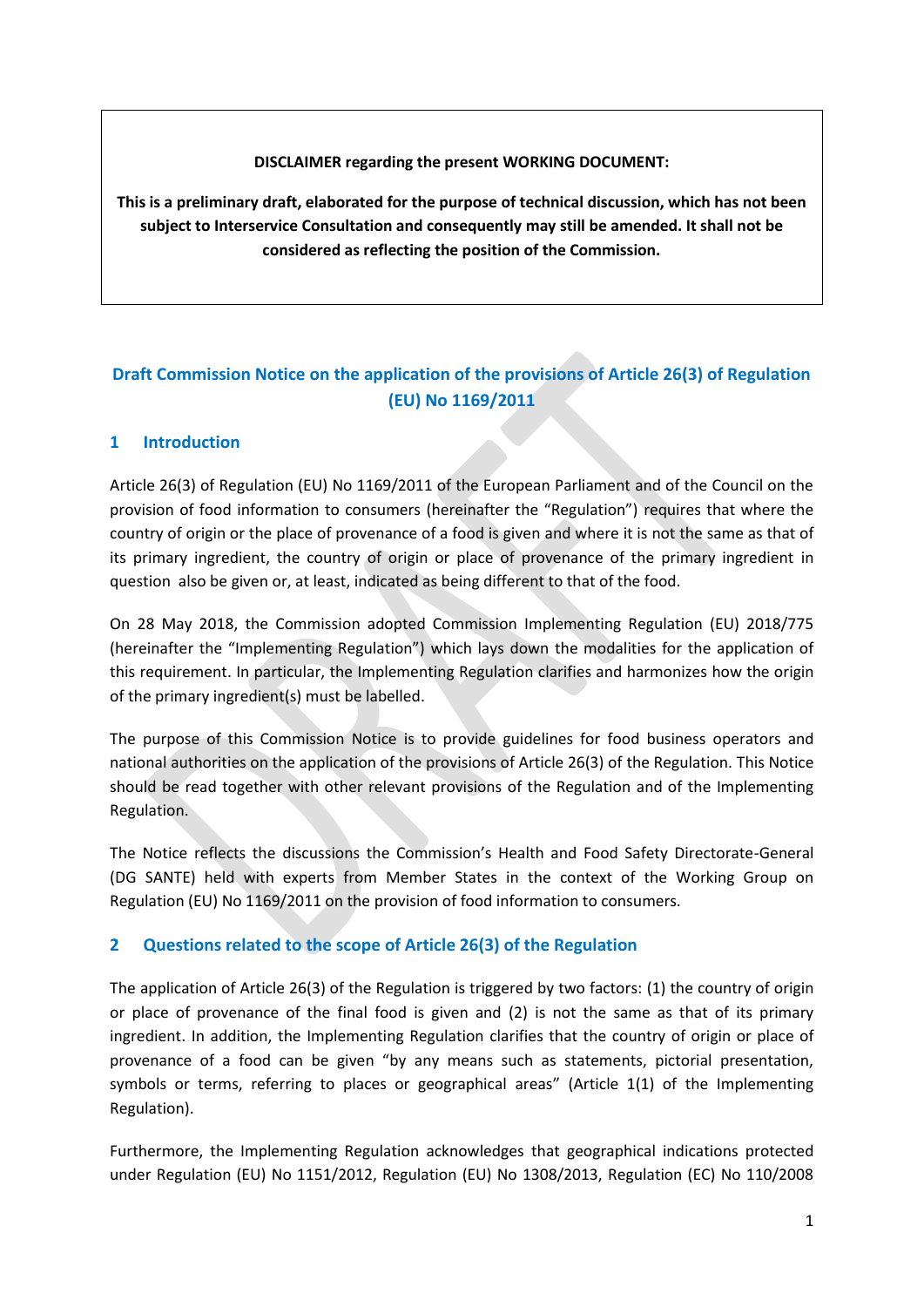**DISCLAIMER regarding the present WORKING DOCUMENT:**

**This is a preliminary draft, elaborated for the purpose of technical discussion, which has not been subject to Interservice Consultation and consequently may still be amended. It shall not be considered as reflecting the position of the Commission.**

# Draft Commission Notice on the application of the provisions of Article 26(3) of Regulation (EU) No 1169/2011

## 1 Introduction

Article 26(3) of Regulation (EU) No 1169/2011 of the European Parliament and of the Council on the provision of food information to consumers (hereinafter the "Regulation") requires that where the country of origin or the place of provenance of a food is given and where it is not the same as that of its primary ingredient, the country of origin or place of provenance of the primary ingredient in question also be given or, at least, indicated as being different to that of the food.

On 28 May 2018, the Commission adopted Commission Implementing Regulation (EU) 2018/775 (hereinafter the "Implementing Regulation") which lays down the modalities for the application of this requirement. In particular, the Implementing Regulation clarifies and harmonizes how the origin of the primary ingredient(s) must be labelled.

The purpose of this Commission Notice is to provide guidelines for food business operators and national authorities on the application of the provisions of Article 26(3) of the Regulation. This Notice should be read together with other relevant provisions of the Regulation and of the Implementing Regulation.

The Notice reflects the discussions the Commission's Health and Food Safety Directorate-General (DG SANTE) held with experts from Member States in the context of the Working Group on Regulation (EU) No 1169/2011 on the provision of food information to consumers.

## 2 Questions related to the scope of Article 26(3) of the Regulation

The application of Article 26(3) of the Regulation is triggered by two factors: (1) the country of origin or place of provenance of the final food is given and (2) is not the same as that of its primary ingredient. In addition, the Implementing Regulation clarifies that the country of origin or place of provenance of a food can be given "by any means such as statements, pictorial presentation, symbols or terms, referring to places or geographical areas" (Article 1(1) of the Implementing Regulation).

Furthermore, the Implementing Regulation acknowledges that geographical indications protected under Regulation (EU) No 1151/2012, Regulation (EU) No 1308/2013, Regulation (EC) No 110/2008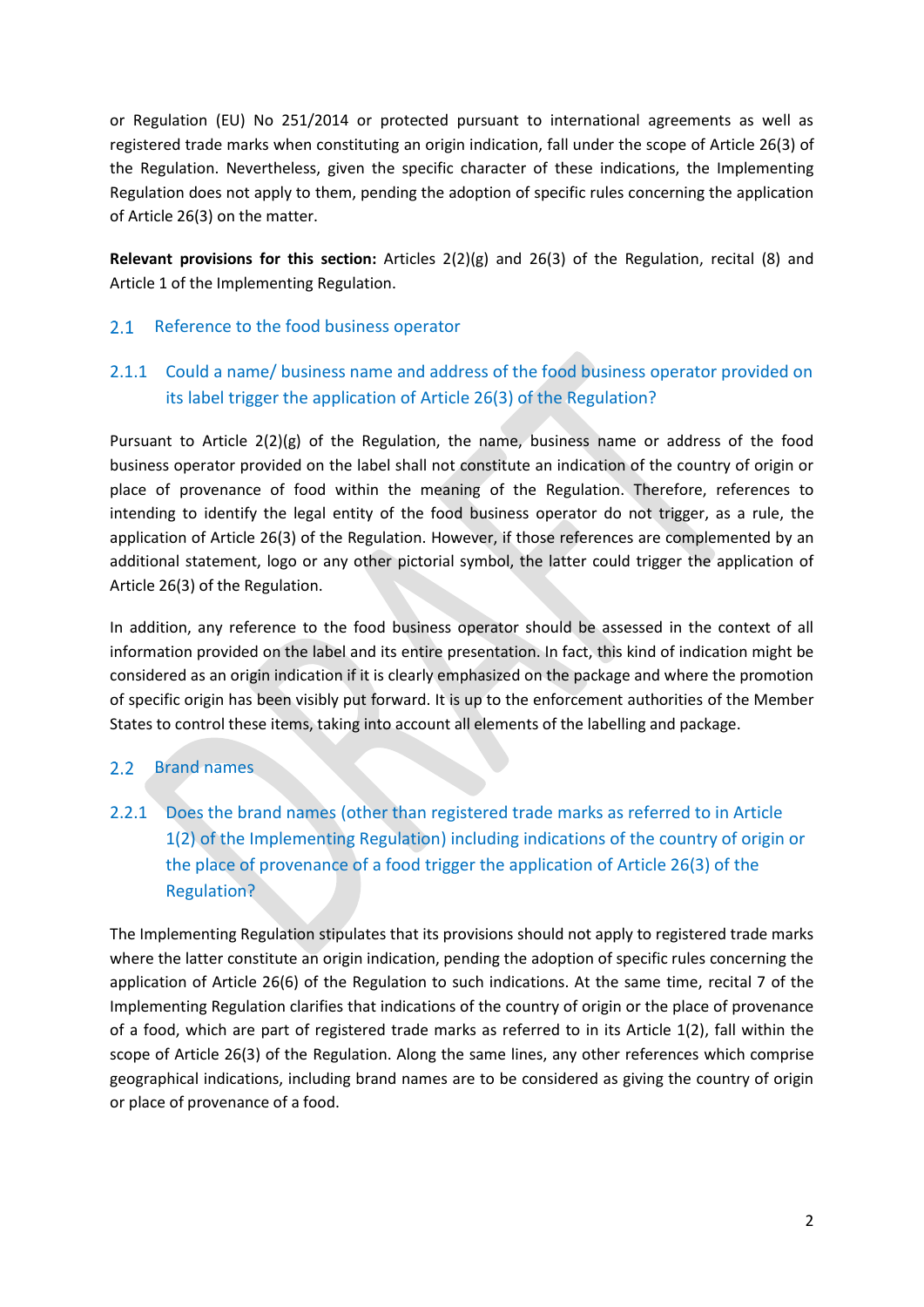or Regulation (EU) No 251/2014 or protected pursuant to international agreements as well as registered trade marks when constituting an origin indication, fall under the scope of Article 26(3) of the Regulation. Nevertheless, given the specific character of these indications, the Implementing Regulation does not apply to them, pending the adoption of specific rules concerning the application of Article 26(3) on the matter.

**Relevant provisions for this section:** Articles 2(2)(g) and 26(3) of the Regulation, recital (8) and Article 1 of the Implementing Regulation.

## 2.1 Reference to the food business operator

### 2.1.1 Could a name/ business name and address of the food business operator provided on its label trigger the application of Article 26(3) of the Regulation?

Pursuant to Article 2(2)(g) of the Regulation, the name, business name or address of the food business operator provided on the label shall not constitute an indication of the country of origin or place of provenance of food within the meaning of the Regulation. Therefore, references to intending to identify the legal entity of the food business operator do not trigger, as a rule, the application of Article 26(3) of the Regulation. However, if those references are complemented by an additional statement, logo or any other pictorial symbol, the latter could trigger the application of Article 26(3) of the Regulation.

In addition, any reference to the food business operator should be assessed in the context of all information provided on the label and its entire presentation. In fact, this kind of indication might be considered as an origin indication if it is clearly emphasized on the package and where the promotion of specific origin has been visibly put forward. It is up to the enforcement authorities of the Member States to control these items, taking into account all elements of the labelling and package.

## 2.2 Brand names

### 2.2.1 Does the brand names (other than registered trade marks as referred to in Article 1(2) of the Implementing Regulation) including indications of the country of origin or the place of provenance of a food trigger the application of Article 26(3) of the Regulation?

The Implementing Regulation stipulates that its provisions should not apply to registered trade marks where the latter constitute an origin indication, pending the adoption of specific rules concerning the application of Article 26(6) of the Regulation to such indications. At the same time, recital 7 of the Implementing Regulation clarifies that indications of the country of origin or the place of provenance of a food, which are part of registered trade marks as referred to in its Article 1(2), fall within the scope of Article 26(3) of the Regulation. Along the same lines, any other references which comprise geographical indications, including brand names are to be considered as giving the country of origin or place of provenance of a food.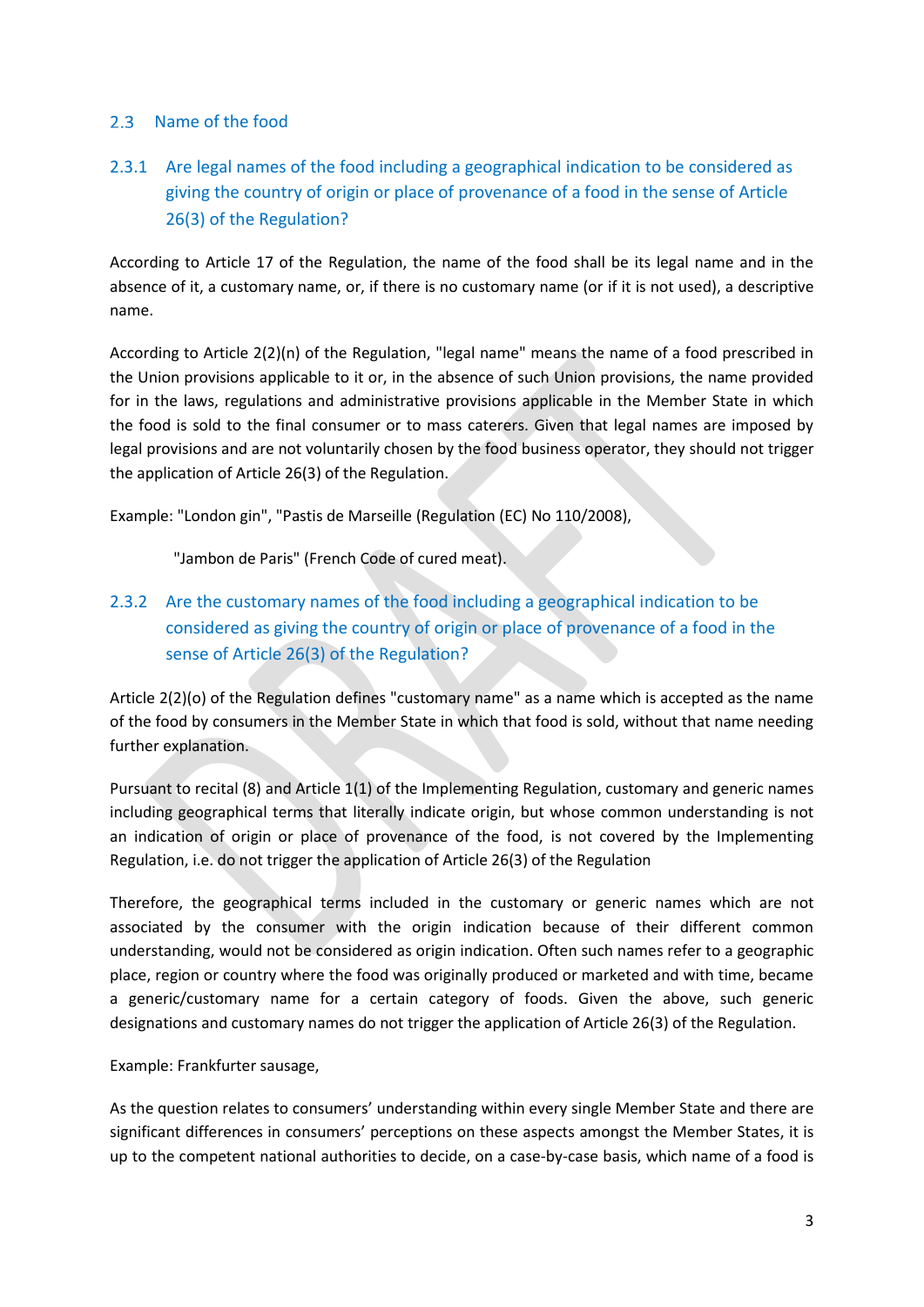## 2.3 Name of the food

### 2.3.1 Are legal names of the food including a geographical indication to be considered as giving the country of origin or place of provenance of a food in the sense of Article 26(3) of the Regulation?

According to Article 17 of the Regulation, the name of the food shall be its legal name and in the absence of it, a customary name, or, if there is no customary name (or if it is not used), a descriptive name.

According to Article 2(2)(n) of the Regulation, "legal name" means the name of a food prescribed in the Union provisions applicable to it or, in the absence of such Union provisions, the name provided for in the laws, regulations and administrative provisions applicable in the Member State in which the food is sold to the final consumer or to mass caterers. Given that legal names are imposed by legal provisions and are not voluntarily chosen by the food business operator, they should not trigger the application of Article 26(3) of the Regulation.

Example: "London gin", "Pastis de Marseille (Regulation (EC) No 110/2008),

"Jambon de Paris" (French Code of cured meat).

### 2.3.2 Are the customary names of the food including a geographical indication to be considered as giving the country of origin or place of provenance of a food in the sense of Article 26(3) of the Regulation?

Article 2(2)(o) of the Regulation defines "customary name" as a name which is accepted as the name of the food by consumers in the Member State in which that food is sold, without that name needing further explanation.

Pursuant to recital (8) and Article 1(1) of the Implementing Regulation, customary and generic names including geographical terms that literally indicate origin, but whose common understanding is not an indication of origin or place of provenance of the food, is not covered by the Implementing Regulation, i.e. do not trigger the application of Article 26(3) of the Regulation

Therefore, the geographical terms included in the customary or generic names which are not associated by the consumer with the origin indication because of their different common understanding, would not be considered as origin indication. Often such names refer to a geographic place, region or country where the food was originally produced or marketed and with time, became a generic/customary name for a certain category of foods. Given the above, such generic designations and customary names do not trigger the application of Article 26(3) of the Regulation.

Example: Frankfurter sausage,

As the question relates to consumers' understanding within every single Member State and there are significant differences in consumers' perceptions on these aspects amongst the Member States, it is up to the competent national authorities to decide, on a case-by-case basis, which name of a food is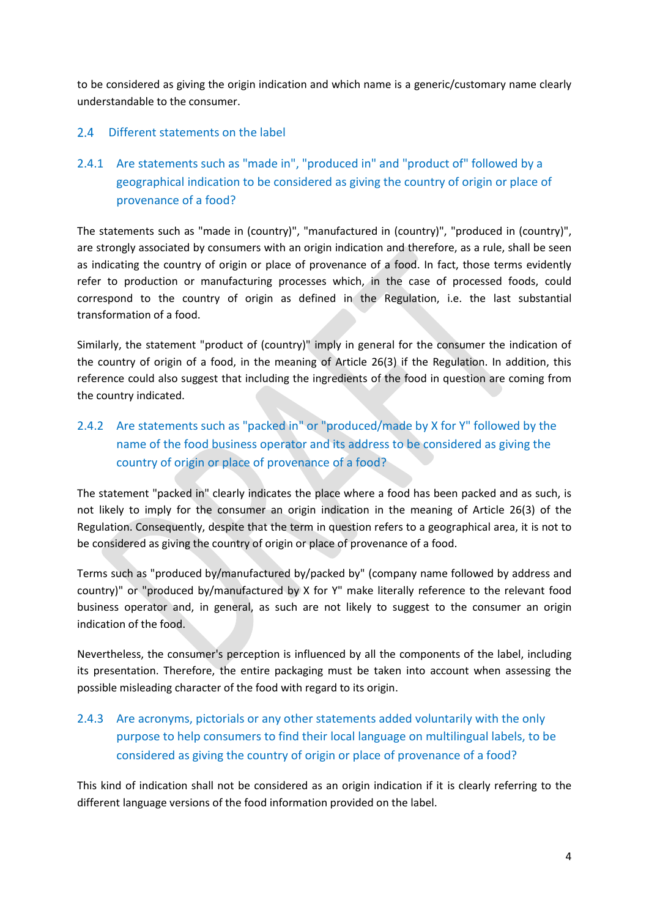to be considered as giving the origin indication and which name is a generic/customary name clearly understandable to the consumer.

## 2.4 Different statements on the label

### 2.4.1 Are statements such as "made in", "produced in" and "product of" followed by a geographical indication to be considered as giving the country of origin or place of provenance of a food?

The statements such as "made in (country)", "manufactured in (country)", "produced in (country)", are strongly associated by consumers with an origin indication and therefore, as a rule, shall be seen as indicating the country of origin or place of provenance of a food. In fact, those terms evidently refer to production or manufacturing processes which, in the case of processed foods, could correspond to the country of origin as defined in the Regulation, i.e. the last substantial transformation of a food.

Similarly, the statement "product of (country)" imply in general for the consumer the indication of the country of origin of a food, in the meaning of Article 26(3) if the Regulation. In addition, this reference could also suggest that including the ingredients of the food in question are coming from the country indicated.

### 2.4.2 Are statements such as "packed in" or "produced/made by X for Y" followed by the name of the food business operator and its address to be considered as giving the country of origin or place of provenance of a food?

The statement "packed in" clearly indicates the place where a food has been packed and as such, is not likely to imply for the consumer an origin indication in the meaning of Article 26(3) of the Regulation. Consequently, despite that the term in question refers to a geographical area, it is not to be considered as giving the country of origin or place of provenance of a food.

Terms such as "produced by/manufactured by/packed by" (company name followed by address and country)" or "produced by/manufactured by X for Y" make literally reference to the relevant food business operator and, in general, as such are not likely to suggest to the consumer an origin indication of the food.

Nevertheless, the consumer's perception is influenced by all the components of the label, including its presentation. Therefore, the entire packaging must be taken into account when assessing the possible misleading character of the food with regard to its origin.

### 2.4.3 Are acronyms, pictorials or any other statements added voluntarily with the only purpose to help consumers to find their local language on multilingual labels, to be considered as giving the country of origin or place of provenance of a food?

This kind of indication shall not be considered as an origin indication if it is clearly referring to the different language versions of the food information provided on the label.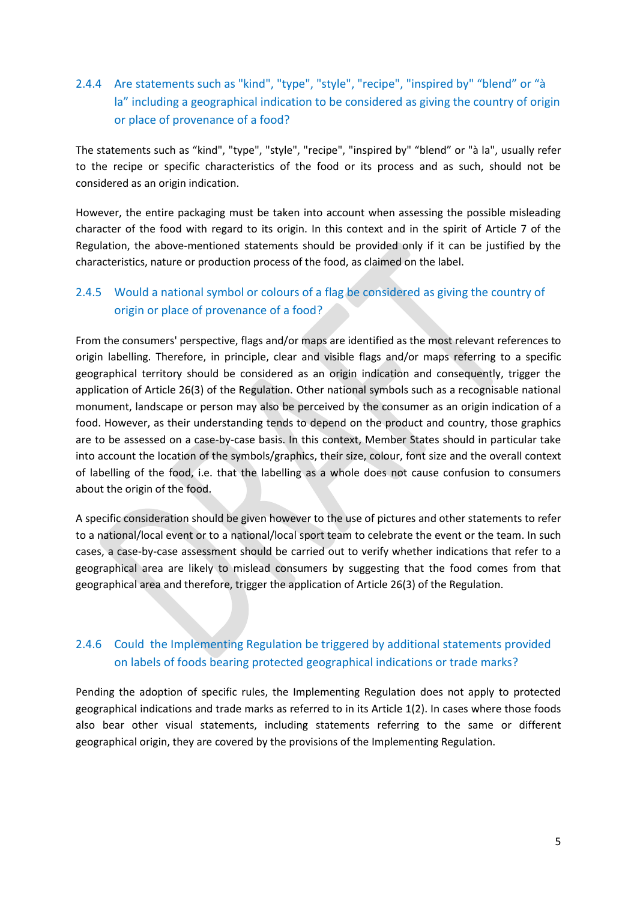### 2.4.4 Are statements such as "kind", "type", "style", "recipe", "inspired by" "blend" or "à la" including a geographical indication to be considered as giving the country of origin or place of provenance of a food?

The statements such as "kind", "type", "style", "recipe", "inspired by" "blend" or "à la", usually refer to the recipe or specific characteristics of the food or its process and as such, should not be considered as an origin indication.

However, the entire packaging must be taken into account when assessing the possible misleading character of the food with regard to its origin. In this context and in the spirit of Article 7 of the Regulation, the above-mentioned statements should be provided only if it can be justified by the characteristics, nature or production process of the food, as claimed on the label.

### 2.4.5 Would a national symbol or colours of a flag be considered as giving the country of origin or place of provenance of a food?

From the consumers' perspective, flags and/or maps are identified as the most relevant references to origin labelling. Therefore, in principle, clear and visible flags and/or maps referring to a specific geographical territory should be considered as an origin indication and consequently, trigger the application of Article 26(3) of the Regulation. Other national symbols such as a recognisable national monument, landscape or person may also be perceived by the consumer as an origin indication of a food. However, as their understanding tends to depend on the product and country, those graphics are to be assessed on a case-by-case basis. In this context, Member States should in particular take into account the location of the symbols/graphics, their size, colour, font size and the overall context of labelling of the food, i.e. that the labelling as a whole does not cause confusion to consumers about the origin of the food.

A specific consideration should be given however to the use of pictures and other statements to refer to a national/local event or to a national/local sport team to celebrate the event or the team. In such cases, a case-by-case assessment should be carried out to verify whether indications that refer to a geographical area are likely to mislead consumers by suggesting that the food comes from that geographical area and therefore, trigger the application of Article 26(3) of the Regulation.

### 2.4.6 Could the Implementing Regulation be triggered by additional statements provided on labels of foods bearing protected geographical indications or trade marks?

Pending the adoption of specific rules, the Implementing Regulation does not apply to protected geographical indications and trade marks as referred to in its Article 1(2). In cases where those foods also bear other visual statements, including statements referring to the same or different geographical origin, they are covered by the provisions of the Implementing Regulation.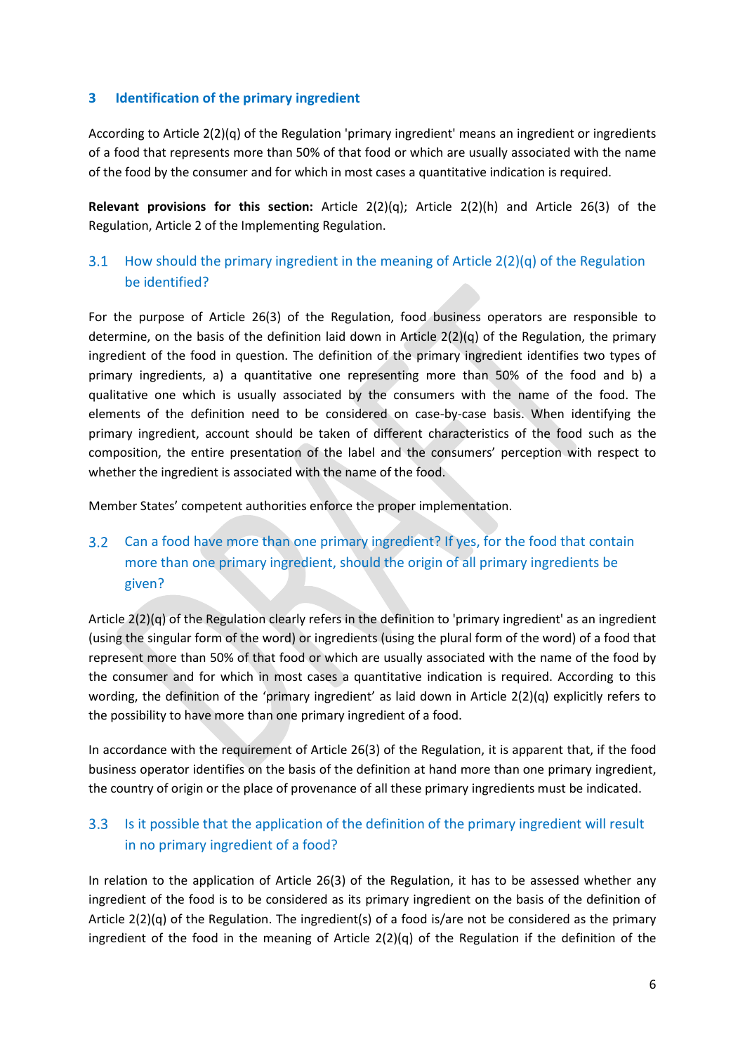## 3 Identification of the primary ingredient

According to Article 2(2)(q) of the Regulation 'primary ingredient' means an ingredient or ingredients of a food that represents more than 50% of that food or which are usually associated with the name of the food by the consumer and for which in most cases a quantitative indication is required.

**Relevant provisions for this section:** Article 2(2)(q); Article 2(2)(h) and Article 26(3) of the Regulation, Article 2 of the Implementing Regulation.

### 3.1 How should the primary ingredient in the meaning of Article 2(2)(q) of the Regulation be identified?

For the purpose of Article 26(3) of the Regulation, food business operators are responsible to determine, on the basis of the definition laid down in Article 2(2)(q) of the Regulation, the primary ingredient of the food in question. The definition of the primary ingredient identifies two types of primary ingredients, a) a quantitative one representing more than 50% of the food and b) a qualitative one which is usually associated by the consumers with the name of the food. The elements of the definition need to be considered on case-by-case basis. When identifying the primary ingredient, account should be taken of different characteristics of the food such as the composition, the entire presentation of the label and the consumers' perception with respect to whether the ingredient is associated with the name of the food.

Member States' competent authorities enforce the proper implementation.

### 3.2 Can a food have more than one primary ingredient? If yes, for the food that contain more than one primary ingredient, should the origin of all primary ingredients be given?

Article 2(2)(q) of the Regulation clearly refers in the definition to 'primary ingredient' as an ingredient (using the singular form of the word) or ingredients (using the plural form of the word) of a food that represent more than 50% of that food or which are usually associated with the name of the food by the consumer and for which in most cases a quantitative indication is required. According to this wording, the definition of the 'primary ingredient' as laid down in Article 2(2)(q) explicitly refers to the possibility to have more than one primary ingredient of a food.

In accordance with the requirement of Article 26(3) of the Regulation, it is apparent that, if the food business operator identifies on the basis of the definition at hand more than one primary ingredient, the country of origin or the place of provenance of all these primary ingredients must be indicated.

### 3.3 Is it possible that the application of the definition of the primary ingredient will result in no primary ingredient of a food?

In relation to the application of Article 26(3) of the Regulation, it has to be assessed whether any ingredient of the food is to be considered as its primary ingredient on the basis of the definition of Article 2(2)(q) of the Regulation. The ingredient(s) of a food is/are not be considered as the primary ingredient of the food in the meaning of Article 2(2)(q) of the Regulation if the definition of the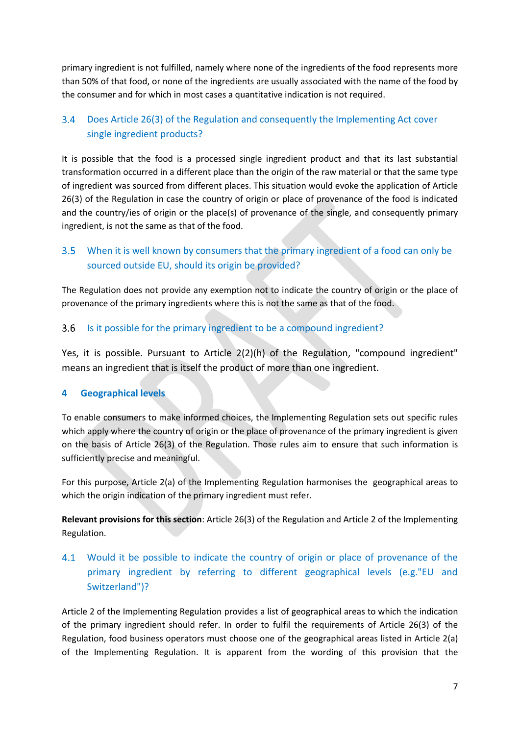primary ingredient is not fulfilled, namely where none of the ingredients of the food represents more than 50% of that food, or none of the ingredients are usually associated with the name of the food by the consumer and for which in most cases a quantitative indication is not required.

### 3.4 Does Article 26(3) of the Regulation and consequently the Implementing Act cover single ingredient products?

It is possible that the food is a processed single ingredient product and that its last substantial transformation occurred in a different place than the origin of the raw material or that the same type of ingredient was sourced from different places. This situation would evoke the application of Article 26(3) of the Regulation in case the country of origin or place of provenance of the food is indicated and the country/ies of origin or the place(s) of provenance of the single, and consequently primary ingredient, is not the same as that of the food.

### 3.5 When it is well known by consumers that the primary ingredient of a food can only be sourced outside EU, should its origin be provided?

The Regulation does not provide any exemption not to indicate the country of origin or the place of provenance of the primary ingredients where this is not the same as that of the food.

### 3.6 Is it possible for the primary ingredient to be a compound ingredient?

Yes, it is possible. Pursuant to Article 2(2)(h) of the Regulation, "compound ingredient" means an ingredient that is itself the product of more than one ingredient.

## 4 Geographical levels

To enable consumers to make informed choices, the Implementing Regulation sets out specific rules which apply where the country of origin or the place of provenance of the primary ingredient is given on the basis of Article 26(3) of the Regulation. Those rules aim to ensure that such information is sufficiently precise and meaningful.

For this purpose, Article 2(a) of the Implementing Regulation harmonises the geographical areas to which the origin indication of the primary ingredient must refer.

**Relevant provisions for this section**: Article 26(3) of the Regulation and Article 2 of the Implementing Regulation.

### 4.1 Would it be possible to indicate the country of origin or place of provenance of the primary ingredient by referring to different geographical levels (e.g."EU and Switzerland")?

Article 2 of the Implementing Regulation provides a list of geographical areas to which the indication of the primary ingredient should refer. In order to fulfil the requirements of Article 26(3) of the Regulation, food business operators must choose one of the geographical areas listed in Article 2(a) of the Implementing Regulation. It is apparent from the wording of this provision that the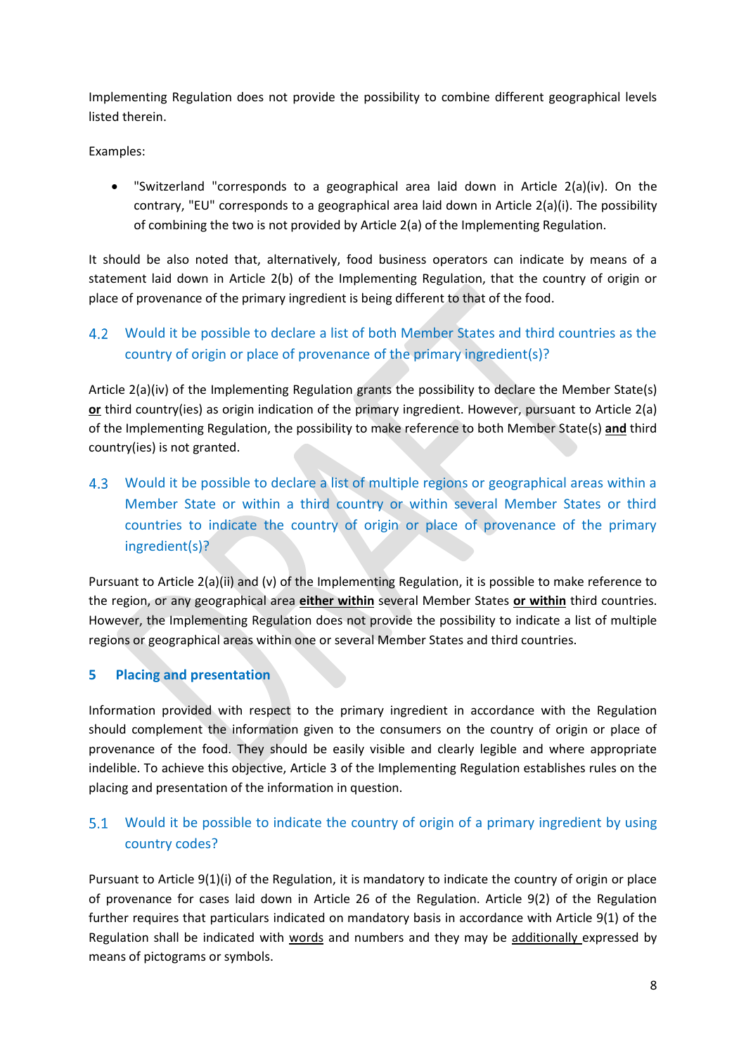Implementing Regulation does not provide the possibility to combine different geographical levels listed therein.

Examples:

- "Switzerland "corresponds to a geographical area laid down in Article 2(a)(iv). On the contrary, "EU" corresponds to a geographical area laid down in Article 2(a)(i). The possibility of combining the two is not provided by Article 2(a) of the Implementing Regulation.

It should be also noted that, alternatively, food business operators can indicate by means of a statement laid down in Article 2(b) of the Implementing Regulation, that the country of origin or place of provenance of the primary ingredient is being different to that of the food.

### 4.2 Would it be possible to declare a list of both Member States and third countries as the country of origin or place of provenance of the primary ingredient(s)?

Article 2(a)(iv) of the Implementing Regulation grants the possibility to declare the Member State(s) **or** third country(ies) as origin indication of the primary ingredient. However, pursuant to Article 2(a) of the Implementing Regulation, the possibility to make reference to both Member State(s) **and** third country(ies) is not granted.

### 4.3 Would it be possible to declare a list of multiple regions or geographical areas within a Member State or within a third country or within several Member States or third countries to indicate the country of origin or place of provenance of the primary ingredient(s)?

Pursuant to Article 2(a)(ii) and (v) of the Implementing Regulation, it is possible to make reference to the region, or any geographical area **either within** several Member States **or within** third countries. However, the Implementing Regulation does not provide the possibility to indicate a list of multiple regions or geographical areas within one or several Member States and third countries.

## 5 Placing and presentation

Information provided with respect to the primary ingredient in accordance with the Regulation should complement the information given to the consumers on the country of origin or place of provenance of the food. They should be easily visible and clearly legible and where appropriate indelible. To achieve this objective, Article 3 of the Implementing Regulation establishes rules on the placing and presentation of the information in question.

### 5.1 Would it be possible to indicate the country of origin of a primary ingredient by using country codes?

Pursuant to Article 9(1)(i) of the Regulation, it is mandatory to indicate the country of origin or place of provenance for cases laid down in Article 26 of the Regulation. Article 9(2) of the Regulation further requires that particulars indicated on mandatory basis in accordance with Article 9(1) of the Regulation shall be indicated with words and numbers and they may be additionally expressed by means of pictograms or symbols.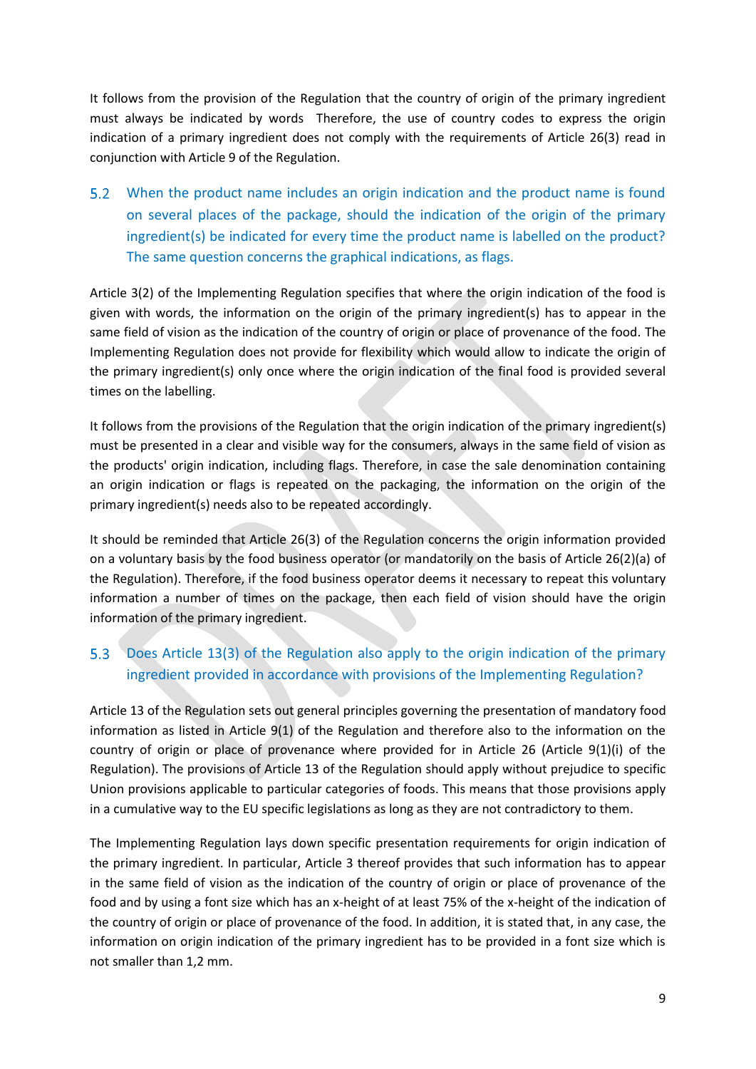It follows from the provision of the Regulation that the country of origin of the primary ingredient must always be indicated by words Therefore, the use of country codes to express the origin indication of a primary ingredient does not comply with the requirements of Article 26(3) read in conjunction with Article 9 of the Regulation.

## 5.2 When the product name includes an origin indication and the product name is found on several places of the package, should the indication of the origin of the primary ingredient(s) be indicated for every time the product name is labelled on the product? The same question concerns the graphical indications, as flags.

Article 3(2) of the Implementing Regulation specifies that where the origin indication of the food is given with words, the information on the origin of the primary ingredient(s) has to appear in the same field of vision as the indication of the country of origin or place of provenance of the food. The Implementing Regulation does not provide for flexibility which would allow to indicate the origin of the primary ingredient(s) only once where the origin indication of the final food is provided several times on the labelling.

It follows from the provisions of the Regulation that the origin indication of the primary ingredient(s) must be presented in a clear and visible way for the consumers, always in the same field of vision as the products' origin indication, including flags. Therefore, in case the sale denomination containing an origin indication or flags is repeated on the packaging, the information on the origin of the primary ingredient(s) needs also to be repeated accordingly.

It should be reminded that Article 26(3) of the Regulation concerns the origin information provided on a voluntary basis by the food business operator (or mandatorily on the basis of Article 26(2)(a) of the Regulation). Therefore, if the food business operator deems it necessary to repeat this voluntary information a number of times on the package, then each field of vision should have the origin information of the primary ingredient.

## 5.3 Does Article 13(3) of the Regulation also apply to the origin indication of the primary ingredient provided in accordance with provisions of the Implementing Regulation?

Article 13 of the Regulation sets out general principles governing the presentation of mandatory food information as listed in Article 9(1) of the Regulation and therefore also to the information on the country of origin or place of provenance where provided for in Article 26 (Article 9(1)(i) of the Regulation). The provisions of Article 13 of the Regulation should apply without prejudice to specific Union provisions applicable to particular categories of foods. This means that those provisions apply in a cumulative way to the EU specific legislations as long as they are not contradictory to them.

The Implementing Regulation lays down specific presentation requirements for origin indication of the primary ingredient. In particular, Article 3 thereof provides that such information has to appear in the same field of vision as the indication of the country of origin or place of provenance of the food and by using a font size which has an x-height of at least 75% of the x-height of the indication of the country of origin or place of provenance of the food. In addition, it is stated that, in any case, the information on origin indication of the primary ingredient has to be provided in a font size which is not smaller than 1,2 mm.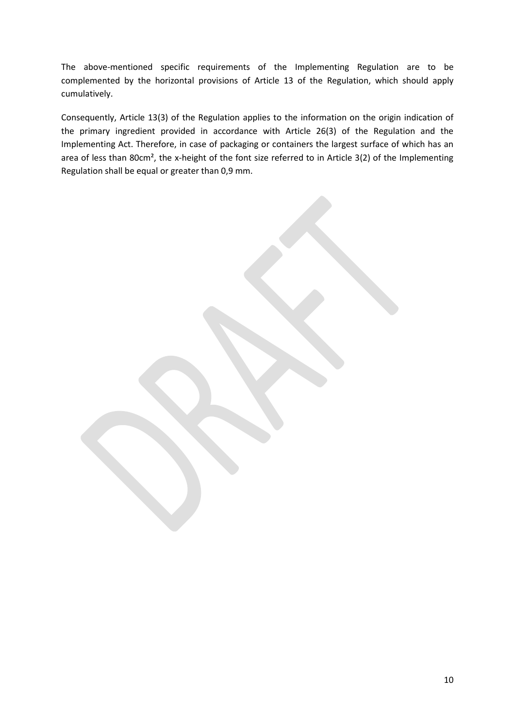The above-mentioned specific requirements of the Implementing Regulation are to be complemented by the horizontal provisions of Article 13 of the Regulation, which should apply cumulatively.

Consequently, Article 13(3) of the Regulation applies to the information on the origin indication of the primary ingredient provided in accordance with Article 26(3) of the Regulation and the Implementing Act. Therefore, in case of packaging or containers the largest surface of which has an area of less than 80cm², the x-height of the font size referred to in Article 3(2) of the Implementing Regulation shall be equal or greater than 0,9 mm.